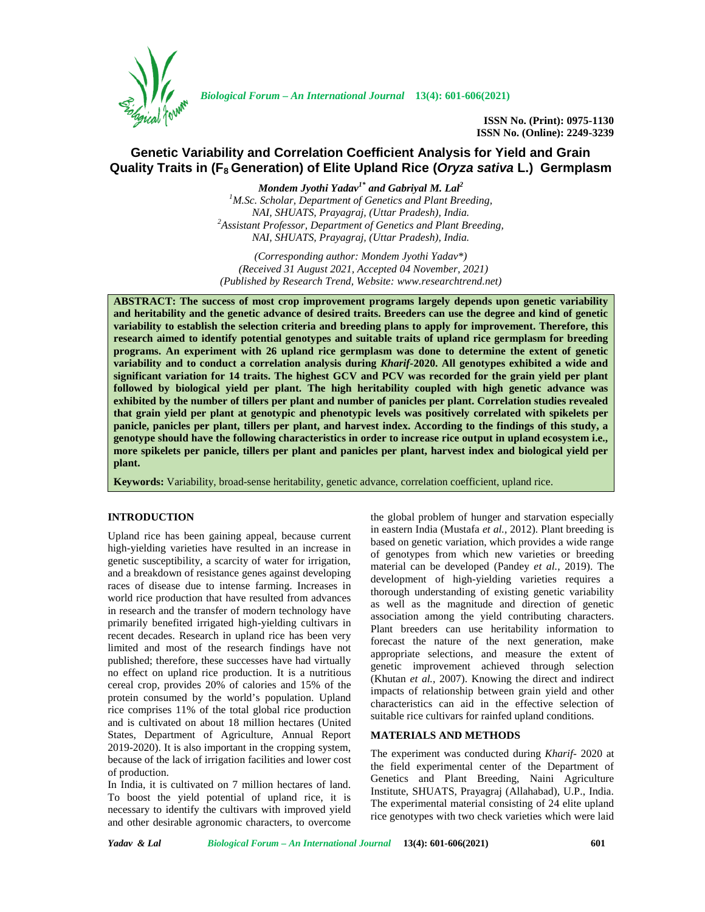ISSN No. (Print): 0975-1130
ISSN No. (Online): 2249-3239

# Genetic Variability and Correlation Coefficient Analysis for Yield and Grain Quality Traits in ($F_8$ Generation) of Elite Upland Rice (*Oryza sativa* L.) Germplasm

***Mondem Jyothi Yadav[1*] and Gabriyal M. Lal[2]***

[1]*M.Sc. Scholar, Department of Genetics and Plant Breeding, NAI, SHUATS, Prayagraj, (Uttar Pradesh), India.*
[2]*Assistant Professor, Department of Genetics and Plant Breeding, NAI, SHUATS, Prayagraj, (Uttar Pradesh), India.*

*(Corresponding author: Mondem Jyothi Yadav*)*
*(Received 31 August 2021, Accepted 04 November, 2021)*
*(Published by Research Trend, Website: www.researchtrend.net)*

**ABSTRACT: The success of most crop improvement programs largely depends upon genetic variability and heritability and the genetic advance of desired traits. Breeders can use the degree and kind of genetic variability to establish the selection criteria and breeding plans to apply for improvement. Therefore, this research aimed to identify potential genotypes and suitable traits of upland rice germplasm for breeding programs. An experiment with 26 upland rice germplasm was done to determine the extent of genetic variability and to conduct a correlation analysis during *Kharif*-2020. All genotypes exhibited a wide and significant variation for 14 traits. The highest GCV and PCV was recorded for the grain yield per plant followed by biological yield per plant. The high heritability coupled with high genetic advance was exhibited by the number of tillers per plant and number of panicles per plant. Correlation studies revealed that grain yield per plant at genotypic and phenotypic levels was positively correlated with spikelets per panicle, panicles per plant, tillers per plant, and harvest index. According to the findings of this study, a genotype should have the following characteristics in order to increase rice output in upland ecosystem i.e., more spikelets per panicle, tillers per plant and panicles per plant, harvest index and biological yield per plant.**

**Keywords:** Variability, broad-sense heritability, genetic advance, correlation coefficient, upland rice.

## INTRODUCTION

Upland rice has been gaining appeal, because current high-yielding varieties have resulted in an increase in genetic susceptibility, a scarcity of water for irrigation, and a breakdown of resistance genes against developing races of disease due to intense farming. Increases in world rice production that have resulted from advances in research and the transfer of modern technology have primarily benefited irrigated high-yielding cultivars in recent decades. Research in upland rice has been very limited and most of the research findings have not published; therefore, these successes have had virtually no effect on upland rice production. It is a nutritious cereal crop, provides 20% of calories and 15% of the protein consumed by the world's population. Upland rice comprises 11% of the total global rice production and is cultivated on about 18 million hectares (United States, Department of Agriculture, Annual Report 2019-2020). It is also important in the cropping system, because of the lack of irrigation facilities and lower cost of production.

In India, it is cultivated on 7 million hectares of land. To boost the yield potential of upland rice, it is necessary to identify the cultivars with improved yield and other desirable agronomic characters, to overcome the global problem of hunger and starvation especially in eastern India (Mustafa *et al.,* 2012). Plant breeding is based on genetic variation, which provides a wide range of genotypes from which new varieties or breeding material can be developed (Pandey *et al.,* 2019). The development of high-yielding varieties requires a thorough understanding of existing genetic variability as well as the magnitude and direction of genetic association among the yield contributing characters. Plant breeders can use heritability information to forecast the nature of the next generation, make appropriate selections, and measure the extent of genetic improvement achieved through selection (Khutan *et al.,* 2007). Knowing the direct and indirect impacts of relationship between grain yield and other characteristics can aid in the effective selection of suitable rice cultivars for rainfed upland conditions.

## MATERIALS AND METHODS

The experiment was conducted during *Kharif*- 2020 at the field experimental center of the Department of Genetics and Plant Breeding, Naini Agriculture Institute, SHUATS, Prayagraj (Allahabad), U.P., India. The experimental material consisting of 24 elite upland rice genotypes with two check varieties which were laid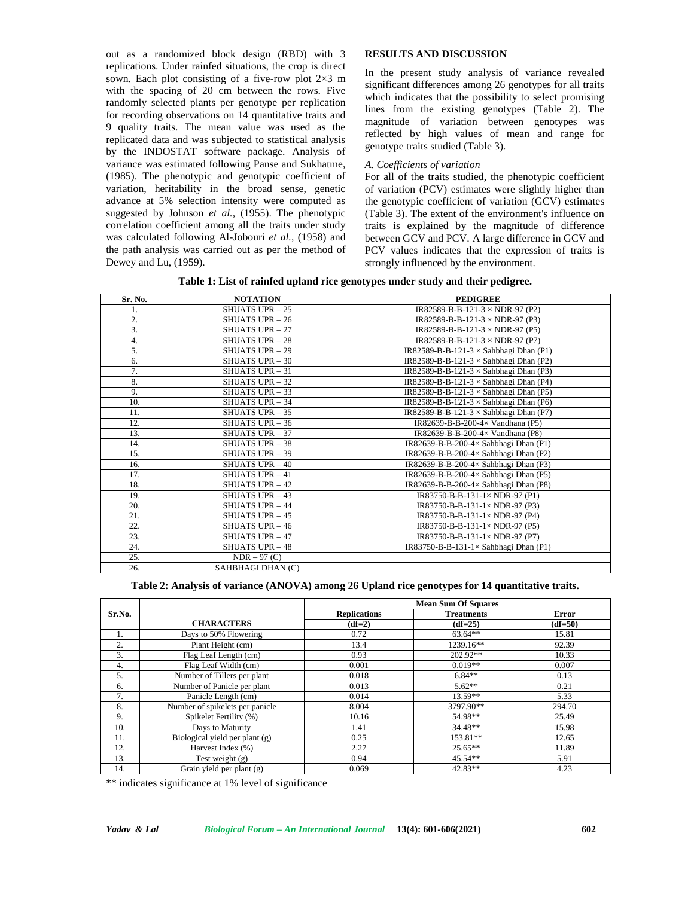out as a randomized block design (RBD) with 3 replications. Under rainfed situations, the crop is direct sown. Each plot consisting of a five-row plot 2×3 m with the spacing of 20 cm between the rows. Five randomly selected plants per genotype per replication for recording observations on 14 quantitative traits and 9 quality traits. The mean value was used as the replicated data and was subjected to statistical analysis by the INDOSTAT software package. Analysis of variance was estimated following Panse and Sukhatme, (1985). The phenotypic and genotypic coefficient of variation, heritability in the broad sense, genetic advance at 5% selection intensity were computed as suggested by Johnson *et al.*, (1955). The phenotypic correlation coefficient among all the traits under study was calculated following Al-Jobouri *et al.*, (1958) and the path analysis was carried out as per the method of Dewey and Lu, (1959).

## RESULTS AND DISCUSSION

In the present study analysis of variance revealed significant differences among 26 genotypes for all traits which indicates that the possibility to select promising lines from the existing genotypes (Table 2). The magnitude of variation between genotypes was reflected by high values of mean and range for genotype traits studied (Table 3).

### *A. Coefficients of variation*

For all of the traits studied, the phenotypic coefficient of variation (PCV) estimates were slightly higher than the genotypic coefficient of variation (GCV) estimates (Table 3). The extent of the environment's influence on traits is explained by the magnitude of difference between GCV and PCV. A large difference in GCV and PCV values indicates that the expression of traits is strongly influenced by the environment.

**Table 1: List of rainfed upland rice genotypes under study and their pedigree.**

| Sr. No. | NOTATION | PEDIGREE |
|---|---|---|
| 1. | SHUATS UPR – 25 | IR82589-B-B-121-3 × NDR-97 (P2) |
| 2. | SHUATS UPR – 26 | IR82589-B-B-121-3 × NDR-97 (P3) |
| 3. | SHUATS UPR – 27 | IR82589-B-B-121-3 × NDR-97 (P5) |
| 4. | SHUATS UPR – 28 | IR82589-B-B-121-3 × NDR-97 (P7) |
| 5. | SHUATS UPR – 29 | IR82589-B-B-121-3 × Sahbhagi Dhan (P1) |
| 6. | SHUATS UPR – 30 | IR82589-B-B-121-3 × Sahbhagi Dhan (P2) |
| 7. | SHUATS UPR – 31 | IR82589-B-B-121-3 × Sahbhagi Dhan (P3) |
| 8. | SHUATS UPR – 32 | IR82589-B-B-121-3 × Sahbhagi Dhan (P4) |
| 9. | SHUATS UPR – 33 | IR82589-B-B-121-3 × Sahbhagi Dhan (P5) |
| 10. | SHUATS UPR – 34 | IR82589-B-B-121-3 × Sahbhagi Dhan (P6) |
| 11. | SHUATS UPR – 35 | IR82589-B-B-121-3 × Sahbhagi Dhan (P7) |
| 12. | SHUATS UPR – 36 | IR82639-B-B-200-4× Vandhana (P5) |
| 13. | SHUATS UPR – 37 | IR82639-B-B-200-4× Vandhana (P8) |
| 14. | SHUATS UPR – 38 | IR82639-B-B-200-4× Sahbhagi Dhan (P1) |
| 15. | SHUATS UPR – 39 | IR82639-B-B-200-4× Sahbhagi Dhan (P2) |
| 16. | SHUATS UPR – 40 | IR82639-B-B-200-4× Sahbhagi Dhan (P3) |
| 17. | SHUATS UPR – 41 | IR82639-B-B-200-4× Sahbhagi Dhan (P5) |
| 18. | SHUATS UPR – 42 | IR82639-B-B-200-4× Sahbhagi Dhan (P8) |
| 19. | SHUATS UPR – 43 | IR83750-B-B-131-1× NDR-97 (P1) |
| 20. | SHUATS UPR – 44 | IR83750-B-B-131-1× NDR-97 (P3) |
| 21. | SHUATS UPR – 45 | IR83750-B-B-131-1× NDR-97 (P4) |
| 22. | SHUATS UPR – 46 | IR83750-B-B-131-1× NDR-97 (P5) |
| 23. | SHUATS UPR – 47 | IR83750-B-B-131-1× NDR-97 (P7) |
| 24. | SHUATS UPR – 48 | IR83750-B-B-131-1× Sahbhagi Dhan (P1) |
| 25. | NDR – 97 (C) | |
| 26. | SAHBHAGI DHAN (C) | |

**Table 2: Analysis of variance (ANOVA) among 26 Upland rice genotypes for 14 quantitative traits.**

| Sr.No. | CHARACTERS | Mean Sum Of Squares | | |
|---|---|---|---|---|
| | | Replications (df=2) | Treatments (df=25) | Error (df=50) |
| 1. | Days to 50% Flowering | 0.72 | 63.64** | 15.81 |
| 2. | Plant Height (cm) | 13.4 | 1239.16** | 92.39 |
| 3. | Flag Leaf Length (cm) | 0.93 | 202.92** | 10.33 |
| 4. | Flag Leaf Width (cm) | 0.001 | 0.019** | 0.007 |
| 5. | Number of Tillers per plant | 0.018 | 6.84** | 0.13 |
| 6. | Number of Panicle per plant | 0.013 | 5.62** | 0.21 |
| 7. | Panicle Length (cm) | 0.014 | 13.59** | 5.33 |
| 8. | Number of spikelets per panicle | 8.004 | 3797.90** | 294.70 |
| 9. | Spikelet Fertility (%) | 10.16 | 54.98** | 25.49 |
| 10. | Days to Maturity | 1.41 | 34.48** | 15.98 |
| 11. | Biological yield per plant (g) | 0.25 | 153.81** | 12.65 |
| 12. | Harvest Index (%) | 2.27 | 25.65** | 11.89 |
| 13. | Test weight (g) | 0.94 | 45.54** | 5.91 |
| 14. | Grain yield per plant (g) | 0.069 | 42.83** | 4.23 |

** indicates significance at 1% level of significance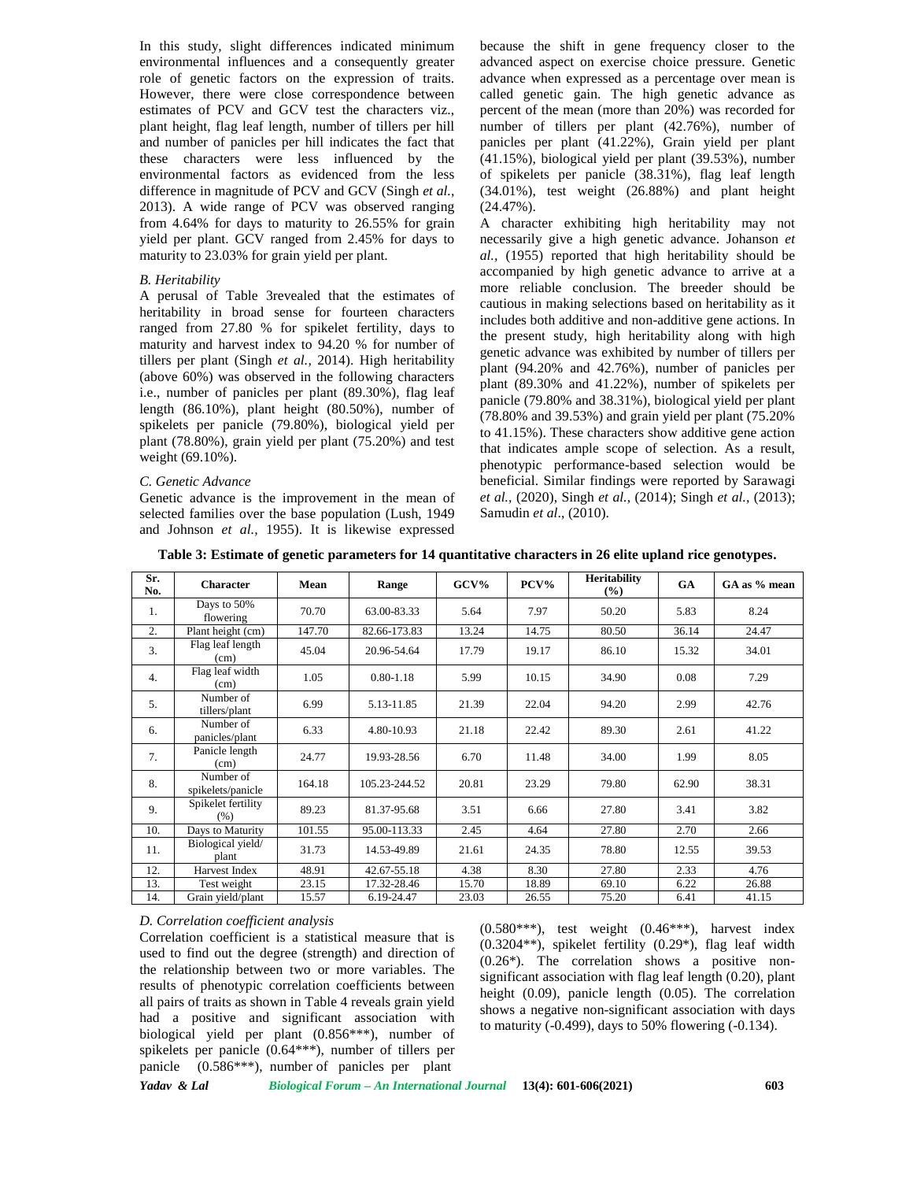In this study, slight differences indicated minimum environmental influences and a consequently greater role of genetic factors on the expression of traits. However, there were close correspondence between estimates of PCV and GCV test the characters viz., plant height, flag leaf length, number of tillers per hill and number of panicles per hill indicates the fact that these characters were less influenced by the environmental factors as evidenced from the less difference in magnitude of PCV and GCV (Singh *et al.*, 2013). A wide range of PCV was observed ranging from 4.64% for days to maturity to 26.55% for grain yield per plant. GCV ranged from 2.45% for days to maturity to 23.03% for grain yield per plant.

### *B. Heritability*

A perusal of Table 3revealed that the estimates of heritability in broad sense for fourteen characters ranged from 27.80 % for spikelet fertility, days to maturity and harvest index to 94.20 % for number of tillers per plant (Singh *et al.,* 2014). High heritability (above 60%) was observed in the following characters i.e., number of panicles per plant (89.30%), flag leaf length (86.10%), plant height (80.50%), number of spikelets per panicle (79.80%), biological yield per plant (78.80%), grain yield per plant (75.20%) and test weight (69.10%).

### *C. Genetic Advance*

Genetic advance is the improvement in the mean of selected families over the base population (Lush, 1949 and Johnson *et al.,* 1955). It is likewise expressed because the shift in gene frequency closer to the advanced aspect on exercise choice pressure. Genetic advance when expressed as a percentage over mean is called genetic gain. The high genetic advance as percent of the mean (more than 20%) was recorded for number of tillers per plant (42.76%), number of panicles per plant (41.22%), Grain yield per plant (41.15%), biological yield per plant (39.53%), number of spikelets per panicle (38.31%), flag leaf length (34.01%), test weight (26.88%) and plant height (24.47%).

A character exhibiting high heritability may not necessarily give a high genetic advance. Johanson *et al.,* (1955) reported that high heritability should be accompanied by high genetic advance to arrive at a more reliable conclusion. The breeder should be cautious in making selections based on heritability as it includes both additive and non-additive gene actions. In the present study, high heritability along with high genetic advance was exhibited by number of tillers per plant (94.20% and 42.76%), number of panicles per plant (89.30% and 41.22%), number of spikelets per panicle (79.80% and 38.31%), biological yield per plant (78.80% and 39.53%) and grain yield per plant (75.20% to 41.15%). These characters show additive gene action that indicates ample scope of selection. As a result, phenotypic performance-based selection would be beneficial. Similar findings were reported by Sarawagi *et al.,* (2020), Singh *et al.,* (2014); Singh *et al.,* (2013); Samudin *et al*., (2010).

**Table 3: Estimate of genetic parameters for 14 quantitative characters in 26 elite upland rice genotypes.**

| Sr. No. | Character | Mean | Range | GCV% | PCV% | Heritability (%) | GA | GA as % mean |
|---|---|---|---|---|---|---|---|---|
| 1. | Days to 50% flowering | 70.70 | 63.00-83.33 | 5.64 | 7.97 | 50.20 | 5.83 | 8.24 |
| 2. | Plant height (cm) | 147.70 | 82.66-173.83 | 13.24 | 14.75 | 80.50 | 36.14 | 24.47 |
| 3. | Flag leaf length (cm) | 45.04 | 20.96-54.64 | 17.79 | 19.17 | 86.10 | 15.32 | 34.01 |
| 4. | Flag leaf width (cm) | 1.05 | 0.80-1.18 | 5.99 | 10.15 | 34.90 | 0.08 | 7.29 |
| 5. | Number of tillers/plant | 6.99 | 5.13-11.85 | 21.39 | 22.04 | 94.20 | 2.99 | 42.76 |
| 6. | Number of panicles/plant | 6.33 | 4.80-10.93 | 21.18 | 22.42 | 89.30 | 2.61 | 41.22 |
| 7. | Panicle length (cm) | 24.77 | 19.93-28.56 | 6.70 | 11.48 | 34.00 | 1.99 | 8.05 |
| 8. | Number of spikelets/panicle | 164.18 | 105.23-244.52 | 20.81 | 23.29 | 79.80 | 62.90 | 38.31 |
| 9. | Spikelet fertility (%) | 89.23 | 81.37-95.68 | 3.51 | 6.66 | 27.80 | 3.41 | 3.82 |
| 10. | Days to Maturity | 101.55 | 95.00-113.33 | 2.45 | 4.64 | 27.80 | 2.70 | 2.66 |
| 11. | Biological yield/ plant | 31.73 | 14.53-49.89 | 21.61 | 24.35 | 78.80 | 12.55 | 39.53 |
| 12. | Harvest Index | 48.91 | 42.67-55.18 | 4.38 | 8.30 | 27.80 | 2.33 | 4.76 |
| 13. | Test weight | 23.15 | 17.32-28.46 | 15.70 | 18.89 | 69.10 | 6.22 | 26.88 |
| 14. | Grain yield/plant | 15.57 | 6.19-24.47 | 23.03 | 26.55 | 75.20 | 6.41 | 41.15 |

### *D. Correlation coefficient analysis*

Correlation coefficient is a statistical measure that is used to find out the degree (strength) and direction of the relationship between two or more variables. The results of phenotypic correlation coefficients between all pairs of traits as shown in Table 4 reveals grain yield had a positive and significant association with biological yield per plant (0.856***), number of spikelets per panicle (0.64***), number of tillers per panicle (0.586***), number of panicles per plant (0.580***), test weight (0.46***), harvest index (0.3204**), spikelet fertility (0.29*), flag leaf width (0.26*). The correlation shows a positive non-significant association with flag leaf length (0.20), plant height (0.09), panicle length (0.05). The correlation shows a negative non-significant association with days to maturity (-0.499), days to 50% flowering (-0.134).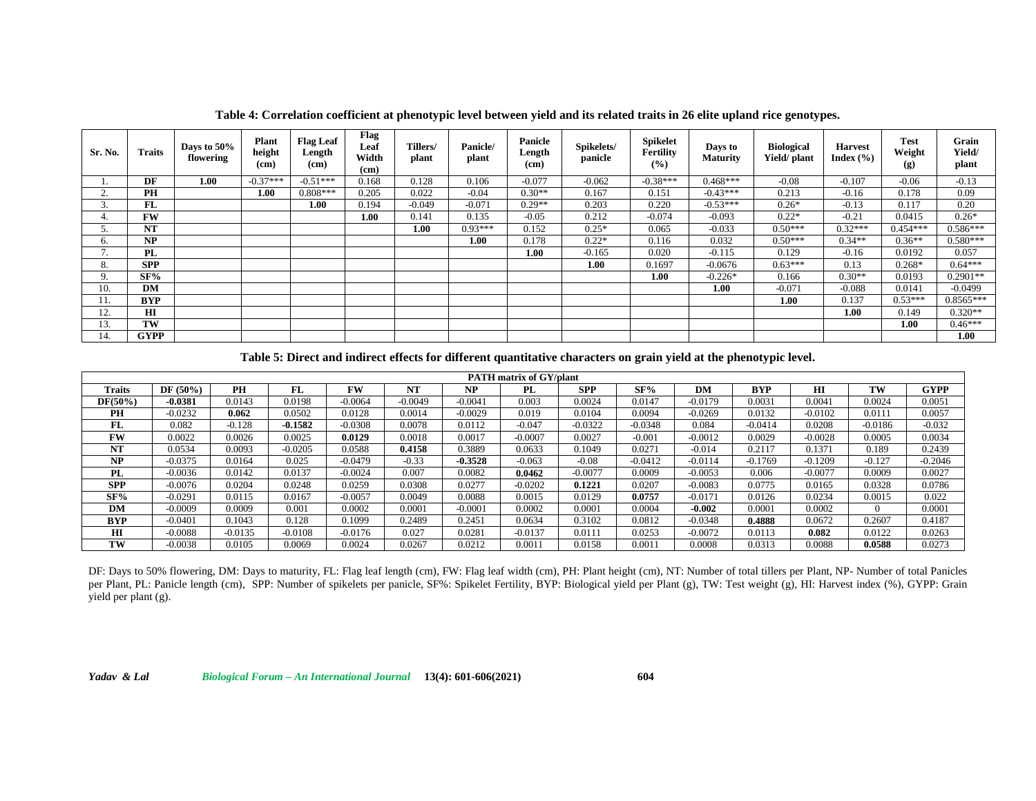**Table 4: Correlation coefficient at phenotypic level between yield and its related traits in 26 elite upland rice genotypes.**

| Sr. No. | Traits | Days to 50% flowering | Plant height (cm) | Flag Leaf Length (cm) | Flag Leaf Width (cm) | Tillers/ plant | Panicle/ plant | Panicle Length (cm) | Spikelets/ panicle | Spikelet Fertility (%) | Days to Maturity | Biological Yield/ plant | Harvest Index (%) | Test Weight (g) | Grain Yield/ plant |
|---|---|---|---|---|---|---|---|---|---|---|---|---|---|---|---|
| 1. | **DF** | **1.00** | -0.37*** | -0.51*** | 0.168 | 0.128 | 0.106 | -0.077 | -0.062 | -0.38*** | 0.468*** | -0.08 | -0.107 | -0.06 | -0.13 |
| 2. | **PH** | | **1.00** | 0.808*** | 0.205 | 0.022 | -0.04 | 0.30** | 0.167 | 0.151 | -0.43*** | 0.213 | -0.16 | 0.178 | 0.09 |
| 3. | **FL** | | | **1.00** | 0.194 | -0.049 | -0.071 | 0.29** | 0.203 | 0.220 | -0.53*** | 0.26* | -0.13 | 0.117 | 0.20 |
| 4. | **FW** | | | | **1.00** | 0.141 | 0.135 | -0.05 | 0.212 | -0.074 | -0.093 | 0.22* | -0.21 | 0.0415 | 0.26* |
| 5. | **NT** | | | | | **1.00** | 0.93*** | 0.152 | 0.25* | 0.065 | -0.033 | 0.50*** | 0.32*** | 0.454*** | 0.586*** |
| 6. | **NP** | | | | | | **1.00** | 0.178 | 0.22* | 0.116 | 0.032 | 0.50*** | 0.34** | 0.36** | 0.580*** |
| 7. | **PL** | | | | | | | **1.00** | -0.165 | 0.020 | -0.115 | 0.129 | -0.16 | 0.0192 | 0.057 |
| 8. | **SPP** | | | | | | | | **1.00** | 0.1697 | -0.0676 | 0.63*** | 0.13 | 0.268* | 0.64*** |
| 9. | **SF%** | | | | | | | | | **1.00** | -0.226* | 0.166 | 0.30** | 0.0193 | 0.2901** |
| 10. | **DM** | | | | | | | | | | **1.00** | -0.071 | -0.088 | 0.0141 | -0.0499 |
| 11. | **BYP** | | | | | | | | | | | **1.00** | 0.137 | 0.53*** | 0.8565*** |
| 12. | **HI** | | | | | | | | | | | | **1.00** | 0.149 | 0.320** |
| 13. | **TW** | | | | | | | | | | | | | **1.00** | 0.46*** |
| 14. | **GYPP** | | | | | | | | | | | | | | **1.00** |

**Table 5: Direct and indirect effects for different quantitative characters on grain yield at the phenotypic level.**

| PATH matrix of GY/plant | | | | | | | | | | | | | | |
|---|---|---|---|---|---|---|---|---|---|---|---|---|---|---|
| **Traits** | **DF (50%)** | **PH** | **FL** | **FW** | **NT** | **NP** | **PL** | **SPP** | **SF%** | **DM** | **BYP** | **HI** | **TW** | **GYPP** |
| **DF(50%)** | **-0.0381** | 0.0143 | 0.0198 | -0.0064 | -0.0049 | -0.0041 | 0.003 | 0.0024 | 0.0147 | -0.0179 | 0.0031 | 0.0041 | 0.0024 | 0.0051 |
| **PH** | -0.0232 | **0.062** | 0.0502 | 0.0128 | 0.0014 | -0.0029 | 0.019 | 0.0104 | 0.0094 | -0.0269 | 0.0132 | -0.0102 | 0.0111 | 0.0057 |
| **FL** | 0.082 | -0.128 | **-0.1582** | -0.0308 | 0.0078 | 0.0112 | -0.047 | -0.0322 | -0.0348 | 0.084 | -0.0414 | 0.0208 | -0.0186 | -0.032 |
| **FW** | 0.0022 | 0.0026 | 0.0025 | **0.0129** | 0.0018 | 0.0017 | -0.0007 | 0.0027 | -0.001 | -0.0012 | 0.0029 | -0.0028 | 0.0005 | 0.0034 |
| **NT** | 0.0534 | 0.0093 | -0.0205 | 0.0588 | **0.4158** | 0.3889 | 0.0633 | 0.1049 | 0.0271 | -0.014 | 0.2117 | 0.1371 | 0.189 | 0.2439 |
| **NP** | -0.0375 | 0.0164 | 0.025 | -0.0479 | -0.33 | **-0.3528** | -0.063 | -0.08 | -0.0412 | -0.0114 | -0.1769 | -0.1209 | -0.127 | -0.2046 |
| **PL** | -0.0036 | 0.0142 | 0.0137 | -0.0024 | 0.007 | 0.0082 | **0.0462** | -0.0077 | 0.0009 | -0.0053 | 0.006 | -0.0077 | 0.0009 | 0.0027 |
| **SPP** | -0.0076 | 0.0204 | 0.0248 | 0.0259 | 0.0308 | 0.0277 | -0.0202 | **0.1221** | 0.0207 | -0.0083 | 0.0775 | 0.0165 | 0.0328 | 0.0786 |
| **SF%** | -0.0291 | 0.0115 | 0.0167 | -0.0057 | 0.0049 | 0.0088 | 0.0015 | 0.0129 | **0.0757** | -0.0171 | 0.0126 | 0.0234 | 0.0015 | 0.022 |
| **DM** | -0.0009 | 0.0009 | 0.001 | 0.0002 | 0.0001 | -0.0001 | 0.0002 | 0.0001 | 0.0004 | **-0.002** | 0.0001 | 0.0002 | 0 | 0.0001 |
| **BYP** | -0.0401 | 0.1043 | 0.128 | 0.1099 | 0.2489 | 0.2451 | 0.0634 | 0.3102 | 0.0812 | -0.0348 | **0.4888** | 0.0672 | 0.2607 | 0.4187 |
| **HI** | -0.0088 | -0.0135 | -0.0108 | -0.0176 | 0.027 | 0.0281 | -0.0137 | 0.0111 | 0.0253 | -0.0072 | 0.0113 | **0.082** | 0.0122 | 0.0263 |
| **TW** | -0.0038 | 0.0105 | 0.0069 | 0.0024 | 0.0267 | 0.0212 | 0.0011 | 0.0158 | 0.0011 | 0.0008 | 0.0313 | 0.0088 | **0.0588** | 0.0273 |

DF: Days to 50% flowering, DM: Days to maturity, FL: Flag leaf length (cm), FW: Flag leaf width (cm), PH: Plant height (cm), NT: Number of total tillers per Plant, NP- Number of total Panicles per Plant, PL: Panicle length (cm), SPP: Number of spikelets per panicle, SF%: Spikelet Fertility, BYP: Biological yield per Plant (g), TW: Test weight (g), HI: Harvest index (%), GYPP: Grain yield per plant (g).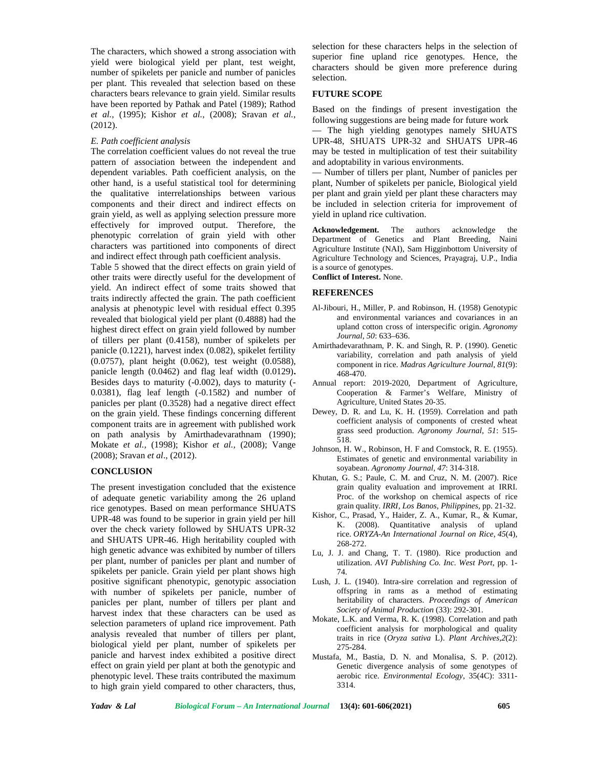The characters, which showed a strong association with yield were biological yield per plant, test weight, number of spikelets per panicle and number of panicles per plant. This revealed that selection based on these characters bears relevance to grain yield. Similar results have been reported by Pathak and Patel (1989); Rathod *et al.,* (1995); Kishor *et al.,* (2008); Sravan *et al.,* (2012).

### *E. Path coefficient analysis*

The correlation coefficient values do not reveal the true pattern of association between the independent and dependent variables. Path coefficient analysis, on the other hand, is a useful statistical tool for determining the qualitative interrelationships between various components and their direct and indirect effects on grain yield, as well as applying selection pressure more effectively for improved output. Therefore, the phenotypic correlation of grain yield with other characters was partitioned into components of direct and indirect effect through path coefficient analysis.

Table 5 showed that the direct effects on grain yield of other traits were directly useful for the development of yield. An indirect effect of some traits showed that traits indirectly affected the grain. The path coefficient analysis at phenotypic level with residual effect 0.395 revealed that biological yield per plant (0.4888) had the highest direct effect on grain yield followed by number of tillers per plant (0.4158), number of spikelets per panicle (0.1221), harvest index (0.082), spikelet fertility (0.0757), plant height (0.062), test weight (0.0588), panicle length (0.0462) and flag leaf width (0.0129)**.** Besides days to maturity (-0.002), days to maturity (-0.0381), flag leaf length (-0.1582) and number of panicles per plant (0.3528) had a negative direct effect on the grain yield. These findings concerning different component traits are in agreement with published work on path analysis by Amirthadevarathnam (1990); Mokate *et al.,* (1998); Kishor *et al.,* (2008); Vange (2008); Sravan *et al*., (2012).

## CONCLUSION

The present investigation concluded that the existence of adequate genetic variability among the 26 upland rice genotypes. Based on mean performance SHUATS UPR-48 was found to be superior in grain yield per hill over the check variety followed by SHUATS UPR-32 and SHUATS UPR-46. High heritability coupled with high genetic advance was exhibited by number of tillers per plant, number of panicles per plant and number of spikelets per panicle. Grain yield per plant shows high positive significant phenotypic, genotypic association with number of spikelets per panicle, number of panicles per plant, number of tillers per plant and harvest index that these characters can be used as selection parameters of upland rice improvement. Path analysis revealed that number of tillers per plant, biological yield per plant, number of spikelets per panicle and harvest index exhibited a positive direct effect on grain yield per plant at both the genotypic and phenotypic level. These traits contributed the maximum to high grain yield compared to other characters, thus, selection for these characters helps in the selection of superior fine upland rice genotypes. Hence, the characters should be given more preference during selection.

## FUTURE SCOPE

Based on the findings of present investigation the following suggestions are being made for future work

— The high yielding genotypes namely SHUATS UPR-48, SHUATS UPR-32 and SHUATS UPR-46 may be tested in multiplication of test their suitability and adoptability in various environments.

— Number of tillers per plant, Number of panicles per plant, Number of spikelets per panicle, Biological yield per plant and grain yield per plant these characters may be included in selection criteria for improvement of yield in upland rice cultivation.

**Acknowledgement.** The authors acknowledge the Department of Genetics and Plant Breeding, Naini Agriculture Institute (NAI), Sam Higginbottom University of Agriculture Technology and Sciences, Prayagraj, U.P., India is a source of genotypes.

**Conflict of Interest.** None.

## REFERENCES

Al-Jibouri, H., Miller, P. and Robinson, H. (1958) Genotypic and environmental variances and covariances in an upland cotton cross of interspecific origin. *Agronomy Journal, 50*: 633–636.

Amirthadevarathnam, P. K. and Singh, R. P. (1990). Genetic variability, correlation and path analysis of yield component in rice. *Madras Agriculture Journal*, *81*(9): 468-470.

Annual report: 2019-2020, Department of Agriculture, Cooperation & Farmer's Welfare, Ministry of Agriculture, United States 20-35.

Dewey, D. R. and Lu, K. H. (1959). Correlation and path coefficient analysis of components of crested wheat grass seed production. *Agronomy Journal*, *51*: 515-518.

Johnson, H. W., Robinson, H. F and Comstock, R. E. (1955). Estimates of genetic and environmental variability in soyabean. *Agronomy Journal*, *47*: 314-318.

Khutan, G. S.; Paule, C. M. and Cruz, N. M. (2007). Rice grain quality evaluation and improvement at IRRI. Proc. of the workshop on chemical aspects of rice grain quality. *IRRI, Los Banos, Philippines*, pp. 21-32.

Kishor, C., Prasad, Y., Haider, Z. A., Kumar, R., & Kumar, K. (2008). Quantitative analysis of upland rice. *ORYZA-An International Journal on Rice*, *45*(4), 268-272.

Lu, J. J. and Chang, T. T. (1980). Rice production and utilization. *AVI Publishing Co. Inc. West Port*, pp. 1-74.

Lush, J. L. (1940). Intra-sire correlation and regression of offspring in rams as a method of estimating heritability of characters. *Proceedings of American Society of Animal Production* (33): 292-301.

Mokate, L.K. and Verma, R. K. (1998). Correlation and path coefficient analysis for morphological and quality traits in rice (*Oryza sativa* L). *Plant Archives*,*2*(2): 275-284.

Mustafa, M., Bastia, D. N. and Monalisa, S. P. (2012). Genetic divergence analysis of some genotypes of aerobic rice. *Environmental Ecology*, 35(4C): 3311-3314.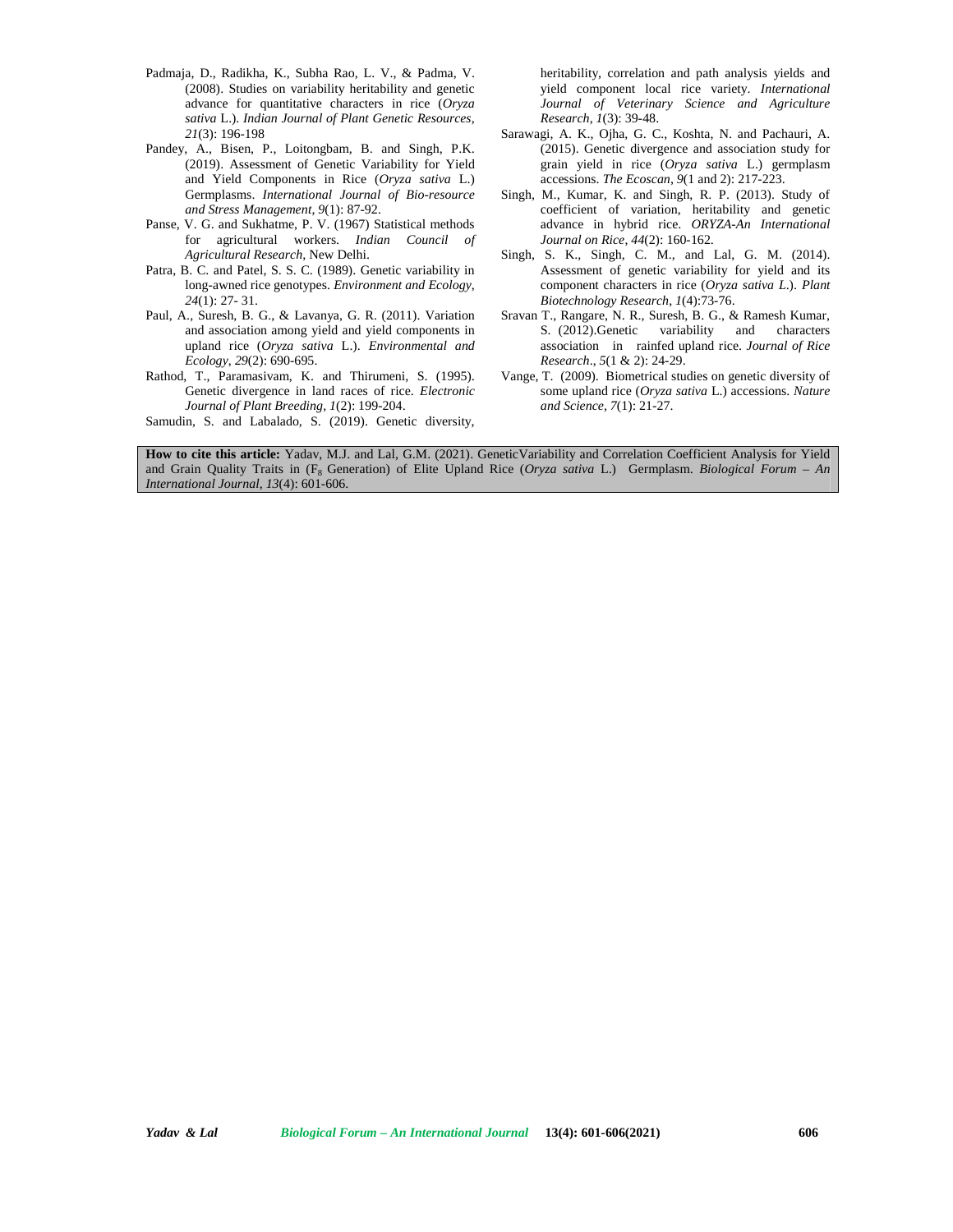Padmaja, D., Radikha, K., Subha Rao, L. V., & Padma, V. (2008). Studies on variability heritability and genetic advance for quantitative characters in rice (*Oryza sativa* L.). *Indian Journal of Plant Genetic Resources*, *21*(3): 196-198

Pandey, A., Bisen, P., Loitongbam, B. and Singh, P.K. (2019). Assessment of Genetic Variability for Yield and Yield Components in Rice (*Oryza sativa* L.) Germplasms. *International Journal of Bio-resource and Stress Management*, *9*(1): 87-92.

Panse, V. G. and Sukhatme, P. V. (1967) Statistical methods for agricultural workers. *Indian Council of Agricultural Research*, New Delhi.

Patra, B. C. and Patel, S. S. C. (1989). Genetic variability in long-awned rice genotypes. *Environment and Ecology*, *24*(1): 27- 31.

Paul, A., Suresh, B. G., & Lavanya, G. R. (2011). Variation and association among yield and yield components in upland rice (*Oryza sativa* L.). *Environmental and Ecology*, *29*(2): 690-695.

Rathod, T., Paramasivam, K. and Thirumeni, S. (1995). Genetic divergence in land races of rice. *Electronic Journal of Plant Breeding*, *1*(2): 199-204.

Samudin, S. and Labalado, S. (2019). Genetic diversity, heritability, correlation and path analysis yields and yield component local rice variety. *International Journal of Veterinary Science and Agriculture Research*, *1*(3): 39-48.

Sarawagi, A. K., Ojha, G. C., Koshta, N. and Pachauri, A. (2015). Genetic divergence and association study for grain yield in rice (*Oryza sativa* L.) germplasm accessions. *The Ecoscan*, *9*(1 and 2): 217-223.

Singh, M., Kumar, K. and Singh, R. P. (2013). Study of coefficient of variation, heritability and genetic advance in hybrid rice. *ORYZA-An International Journal on Rice*, *44*(2): 160-162.

Singh, S. K., Singh, C. M., and Lal, G. M. (2014). Assessment of genetic variability for yield and its component characters in rice (*Oryza sativa L.*). *Plant Biotechnology Research*, *1*(4):73-76.

Sravan T., Rangare, N. R., Suresh, B. G., & Ramesh Kumar, S. (2012).Genetic variability and characters association in rainfed upland rice. *Journal of Rice Research*., *5*(1 & 2): 24-29.

Vange, T. (2009). Biometrical studies on genetic diversity of some upland rice (*Oryza sativa* L.) accessions. *Nature and Science*, *7*(1): 21-27.

**How to cite this article:** Yadav, M.J. and Lal, G.M. (2021). GeneticVariability and Correlation Coefficient Analysis for Yield and Grain Quality Traits in ($F_8$ Generation) of Elite Upland Rice (*Oryza sativa* L.) Germplasm. *Biological Forum – An International Journal*, *13*(4): 601-606.